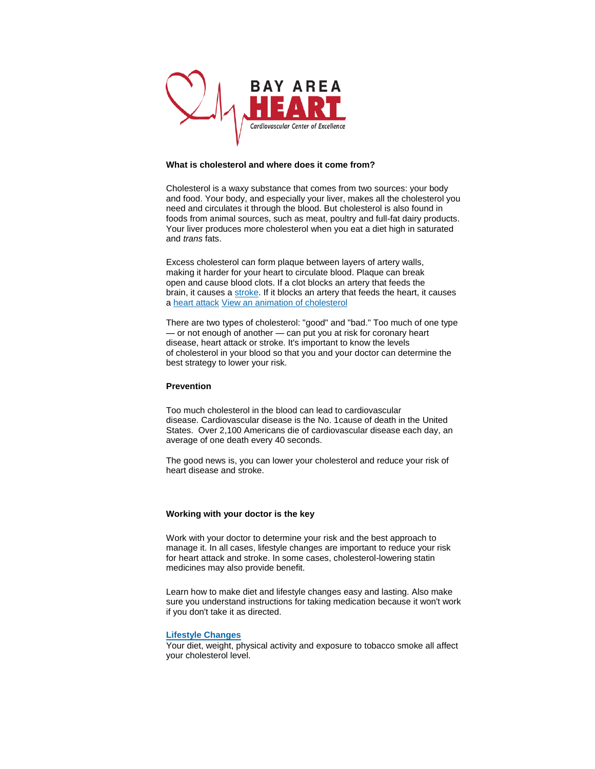BAY AREA HEART

Cardiovascular Center of Excellence

**What is cholesterol and where does it come from?**

Cholesterol is a waxy substance that comes from two sources: your body and food. Your body, and especially your liver, makes all the cholesterol you need and circulates it through the blood. But cholesterol is also found in foods from animal sources, such as meat, poultry and full-fat dairy products. Your liver produces more cholesterol when you eat a diet high in saturated and *trans* fats.

Excess cholesterol can form plaque between layers of artery walls, making it harder for your heart to circulate blood. Plaque can break open and cause blood clots. If a clot blocks an artery that feeds the brain, it causes a stroke. If it blocks an artery that feeds the heart, it causes a heart attack View an animation of cholesterol

There are two types of cholesterol: "good" and "bad." Too much of one type — or not enough of another — can put you at risk for coronary heart disease, heart attack or stroke. It's important to know the levels of cholesterol in your blood so that you and your doctor can determine the best strategy to lower your risk.

**Prevention**

Too much cholesterol in the blood can lead to cardiovascular disease. Cardiovascular disease is the No. 1cause of death in the United States. Over 2,100 Americans die of cardiovascular disease each day, an average of one death every 40 seconds.

The good news is, you can lower your cholesterol and reduce your risk of heart disease and stroke.

**Working with your doctor is the key**

Work with your doctor to determine your risk and the best approach to manage it. In all cases, lifestyle changes are important to reduce your risk for heart attack and stroke. In some cases, cholesterol-lowering statin medicines may also provide benefit.

Learn how to make diet and lifestyle changes easy and lasting. Also make sure you understand instructions for taking medication because it won't work if you don't take it as directed.

**Lifestyle Changes**

Your diet, weight, physical activity and exposure to tobacco smoke all affect your cholesterol level.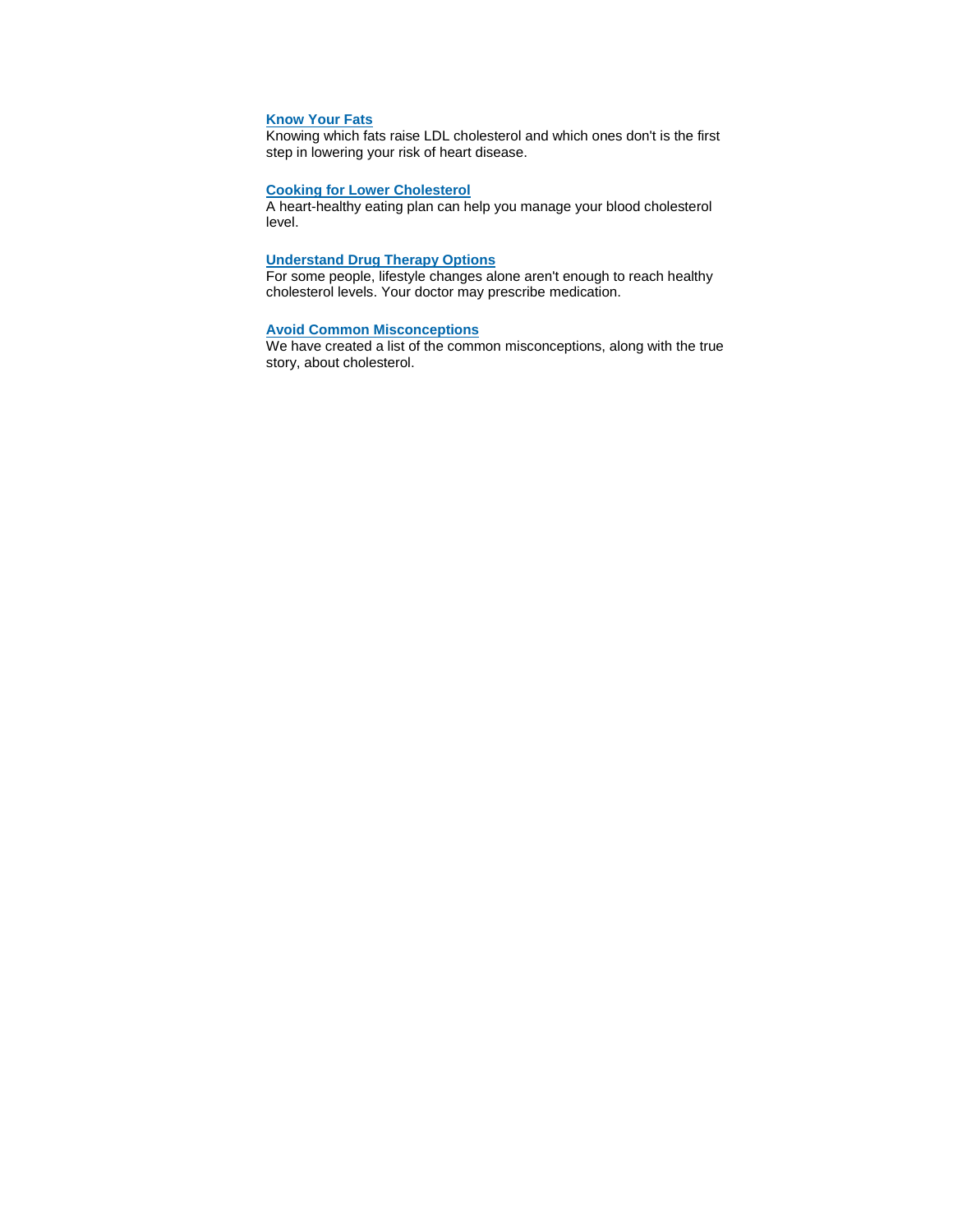**Know Your Fats**
Knowing which fats raise LDL cholesterol and which ones don't is the first step in lowering your risk of heart disease.

**Cooking for Lower Cholesterol**
A heart-healthy eating plan can help you manage your blood cholesterol level.

**Understand Drug Therapy Options**
For some people, lifestyle changes alone aren't enough to reach healthy cholesterol levels. Your doctor may prescribe medication.

**Avoid Common Misconceptions**
We have created a list of the common misconceptions, along with the true story, about cholesterol.